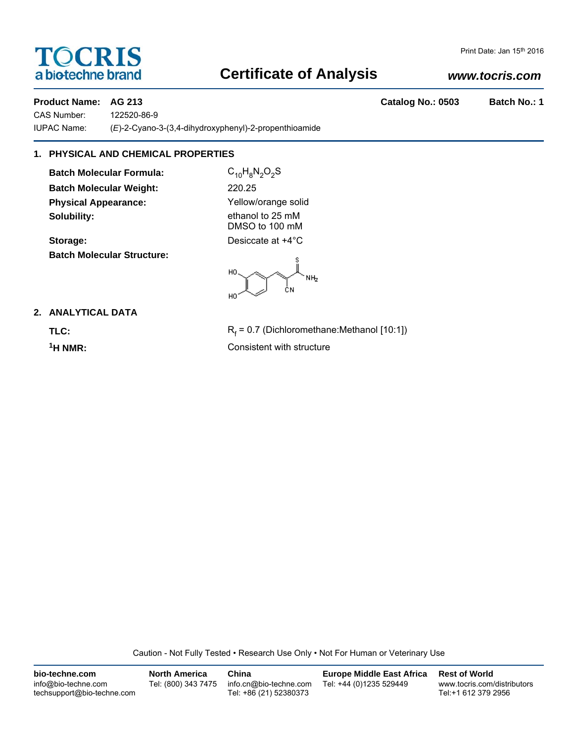TOCRIS
a biotechne brand

Print Date: Jan 15th 2016

# Certificate of Analysis

*www.tocris.com*

**Product Name: AG 213** **Catalog No.: 0503** **Batch No.: 1**

CAS Number: 122520-86-9

IUPAC Name: (*E*)-2-Cyano-3-(3,4-dihydroxyphenyl)-2-propenthioamide

## 1. PHYSICAL AND CHEMICAL PROPERTIES

**Batch Molecular Formula:** $C_{10}H_8N_2O_2S$

**Batch Molecular Weight:** 220.25

**Physical Appearance:** Yellow/orange solid

**Solubility:** ethanol to 25 mM
DMSO to 100 mM

**Storage:** Desiccate at +4°C

**Batch Molecular Structure:**

## 2. ANALYTICAL DATA

**TLC:** $R_f$ = 0.7 (Dichloromethane:Methanol [10:1])

**$^1$H NMR:** Consistent with structure

Caution - Not Fully Tested • Research Use Only • Not For Human or Veterinary Use

**bio-techne.com**
info@bio-techne.com
techsupport@bio-techne.com

**North America**
Tel: (800) 343 7475

**China**
info.cn@bio-techne.com
Tel: +86 (21) 52380373

**Europe Middle East Africa**
Tel: +44 (0)1235 529449

**Rest of World**
www.tocris.com/distributors
Tel:+1 612 379 2956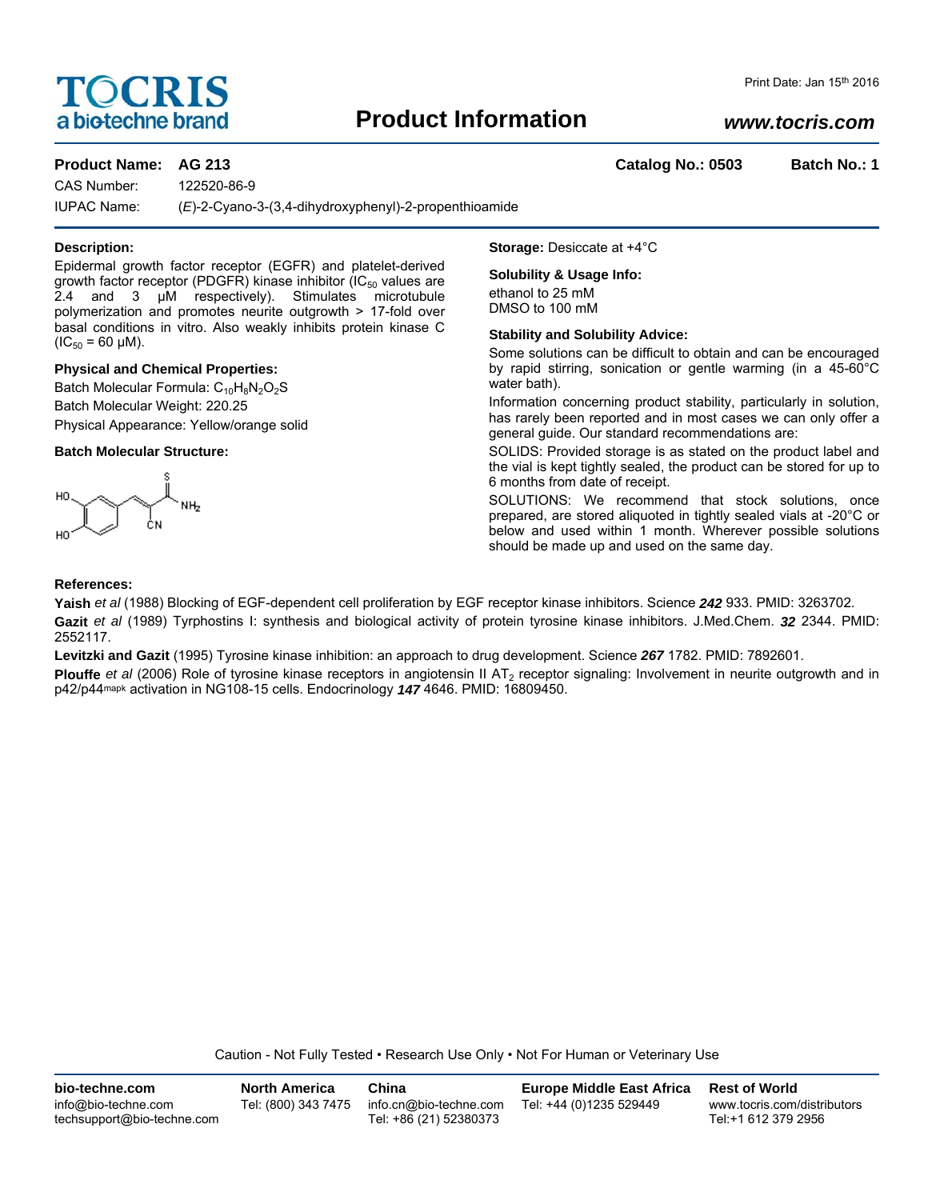# TOCRIS
a biotechne brand

Print Date: Jan 15th 2016

## Product Information

*www.tocris.com*

**Product Name:** **AG 213** **Catalog No.: 0503** **Batch No.: 1**

CAS Number: 122520-86-9

IUPAC Name: (*E*)-2-Cyano-3-(3,4-dihydroxyphenyl)-2-propenthioamide

### Description:

Epidermal growth factor receptor (EGFR) and platelet-derived growth factor receptor (PDGFR) kinase inhibitor ($IC_{50}$ values are 2.4 and 3 μM respectively). Stimulates microtubule polymerization and promotes neurite outgrowth > 17-fold over basal conditions in vitro. Also weakly inhibits protein kinase C ($IC_{50}$ = 60 μM).

### Physical and Chemical Properties:

Batch Molecular Formula: $C_{10}H_8N_2O_2S$

Batch Molecular Weight: 220.25

Physical Appearance: Yellow/orange solid

### Batch Molecular Structure:

HO, HO, S, NH2, CN

**Storage:** Desiccate at +4°C

### Solubility & Usage Info:

ethanol to 25 mM
DMSO to 100 mM

### Stability and Solubility Advice:

Some solutions can be difficult to obtain and can be encouraged by rapid stirring, sonication or gentle warming (in a 45-60°C water bath).

Information concerning product stability, particularly in solution, has rarely been reported and in most cases we can only offer a general guide. Our standard recommendations are:

SOLIDS: Provided storage is as stated on the product label and the vial is kept tightly sealed, the product can be stored for up to 6 months from date of receipt.

SOLUTIONS: We recommend that stock solutions, once prepared, are stored aliquoted in tightly sealed vials at -20°C or below and used within 1 month. Wherever possible solutions should be made up and used on the same day.

### References:

**Yaish** *et al* (1988) Blocking of EGF-dependent cell proliferation by EGF receptor kinase inhibitors. Science ***242*** 933. PMID: 3263702.

**Gazit** *et al* (1989) Tyrphostins I: synthesis and biological activity of protein tyrosine kinase inhibitors. J.Med.Chem. ***32*** 2344. PMID: 2552117.

**Levitzki and Gazit** (1995) Tyrosine kinase inhibition: an approach to drug development. Science ***267*** 1782. PMID: 7892601.

**Plouffe** *et al* (2006) Role of tyrosine kinase receptors in angiotensin II $AT_2$ receptor signaling: Involvement in neurite outgrowth and in $p42/p44^{mapk}$ activation in NG108-15 cells. Endocrinology ***147*** 4646. PMID: 16809450.

Caution - Not Fully Tested • Research Use Only • Not For Human or Veterinary Use

| bio-techne.com | North America | China | Europe Middle East Africa | Rest of World |
| --- | --- | --- | --- | --- |
| info@bio-techne.com | Tel: (800) 343 7475 | info.cn@bio-techne.com | Tel: +44 (0)1235 529449 | www.tocris.com/distributors |
| techsupport@bio-techne.com | | Tel: +86 (21) 52380373 | | Tel:+1 612 379 2956 |